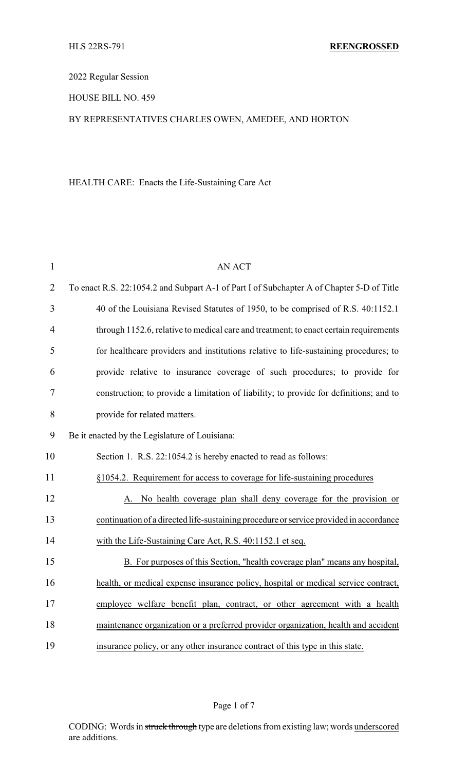HLS 22RS-791 **REENGROSSED**

2022 Regular Session

HOUSE BILL NO. 459

BY REPRESENTATIVES CHARLES OWEN, AMEDEE, AND HORTON

HEALTH CARE: Enacts the Life-Sustaining Care Act

AN ACT

To enact R.S. 22:1054.2 and Subpart A-1 of Part I of Subchapter A of Chapter 5-D of Title 40 of the Louisiana Revised Statutes of 1950, to be comprised of R.S. 40:1152.1 through 1152.6, relative to medical care and treatment; to enact certain requirements for healthcare providers and institutions relative to life-sustaining procedures; to provide relative to insurance coverage of such procedures; to provide for construction; to provide a limitation of liability; to provide for definitions; and to provide for related matters.

Be it enacted by the Legislature of Louisiana:

Section 1. R.S. 22:1054.2 is hereby enacted to read as follows:

§1054.2. Requirement for access to coverage for life-sustaining procedures

A. No health coverage plan shall deny coverage for the provision or continuation of a directed life-sustaining procedure or service provided in accordance with the Life-Sustaining Care Act, R.S. 40:1152.1 et seq.

B. For purposes of this Section, "health coverage plan" means any hospital, health, or medical expense insurance policy, hospital or medical service contract, employee welfare benefit plan, contract, or other agreement with a health maintenance organization or a preferred provider organization, health and accident insurance policy, or any other insurance contract of this type in this state.

CODING: Words in ~~struck through~~ type are deletions from existing law; words underscored are additions.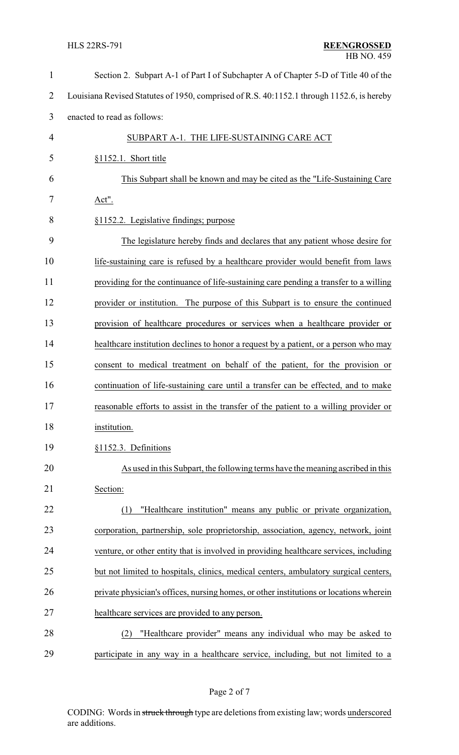Section 2. Subpart A-1 of Part I of Subchapter A of Chapter 5-D of Title 40 of the Louisiana Revised Statutes of 1950, comprised of R.S. 40:1152.1 through 1152.6, is hereby enacted to read as follows:

SUBPART A-1. THE LIFE-SUSTAINING CARE ACT

§1152.1. Short title

This Subpart shall be known and may be cited as the "Life-Sustaining Care Act".

§1152.2. Legislative findings; purpose

The legislature hereby finds and declares that any patient whose desire for life-sustaining care is refused by a healthcare provider would benefit from laws providing for the continuance of life-sustaining care pending a transfer to a willing provider or institution. The purpose of this Subpart is to ensure the continued provision of healthcare procedures or services when a healthcare provider or healthcare institution declines to honor a request by a patient, or a person who may consent to medical treatment on behalf of the patient, for the provision or continuation of life-sustaining care until a transfer can be effected, and to make reasonable efforts to assist in the transfer of the patient to a willing provider or institution.

§1152.3. Definitions

As used in this Subpart, the following terms have the meaning ascribed in this Section:

(1) "Healthcare institution" means any public or private organization, corporation, partnership, sole proprietorship, association, agency, network, joint venture, or other entity that is involved in providing healthcare services, including but not limited to hospitals, clinics, medical centers, ambulatory surgical centers, private physician's offices, nursing homes, or other institutions or locations wherein healthcare services are provided to any person.

(2) "Healthcare provider" means any individual who may be asked to participate in any way in a healthcare service, including, but not limited to a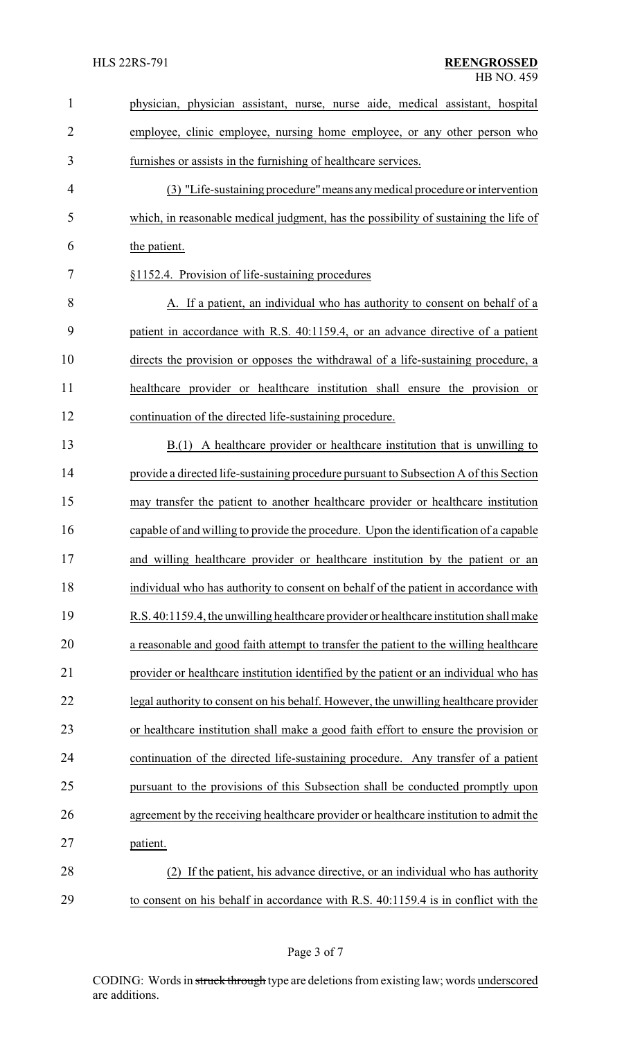physician, physician assistant, nurse, nurse aide, medical assistant, hospital employee, clinic employee, nursing home employee, or any other person who furnishes or assists in the furnishing of healthcare services.

(3) "Life-sustaining procedure" means any medical procedure or intervention which, in reasonable medical judgment, has the possibility of sustaining the life of the patient.

§1152.4. Provision of life-sustaining procedures

A. If a patient, an individual who has authority to consent on behalf of a patient in accordance with R.S. 40:1159.4, or an advance directive of a patient directs the provision or opposes the withdrawal of a life-sustaining procedure, a healthcare provider or healthcare institution shall ensure the provision or continuation of the directed life-sustaining procedure.

B.(1) A healthcare provider or healthcare institution that is unwilling to provide a directed life-sustaining procedure pursuant to Subsection A of this Section may transfer the patient to another healthcare provider or healthcare institution capable of and willing to provide the procedure. Upon the identification of a capable and willing healthcare provider or healthcare institution by the patient or an individual who has authority to consent on behalf of the patient in accordance with R.S. 40:1159.4, the unwilling healthcare provider or healthcare institution shall make a reasonable and good faith attempt to transfer the patient to the willing healthcare provider or healthcare institution identified by the patient or an individual who has legal authority to consent on his behalf. However, the unwilling healthcare provider or healthcare institution shall make a good faith effort to ensure the provision or continuation of the directed life-sustaining procedure. Any transfer of a patient pursuant to the provisions of this Subsection shall be conducted promptly upon agreement by the receiving healthcare provider or healthcare institution to admit the patient.

(2) If the patient, his advance directive, or an individual who has authority to consent on his behalf in accordance with R.S. 40:1159.4 is in conflict with the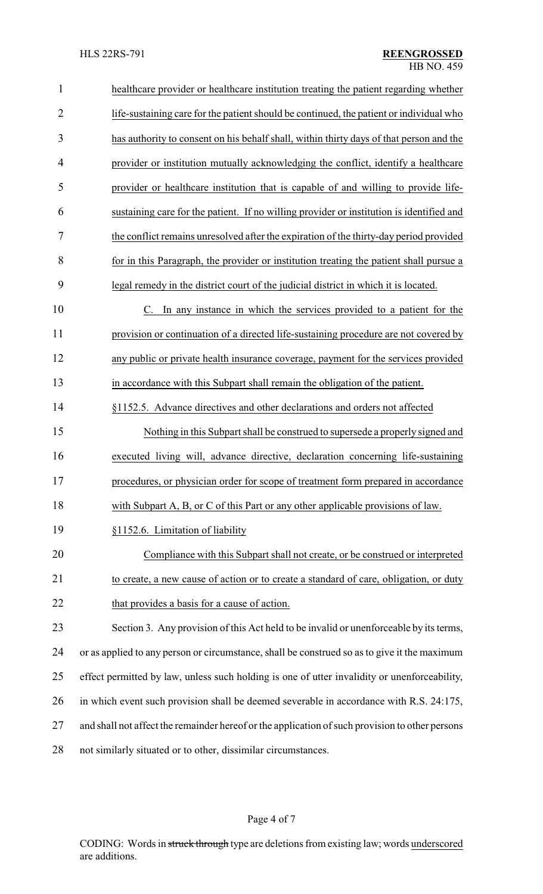healthcare provider or healthcare institution treating the patient regarding whether life-sustaining care for the patient should be continued, the patient or individual who has authority to consent on his behalf shall, within thirty days of that person and the provider or institution mutually acknowledging the conflict, identify a healthcare provider or healthcare institution that is capable of and willing to provide life-sustaining care for the patient. If no willing provider or institution is identified and the conflict remains unresolved after the expiration of the thirty-day period provided for in this Paragraph, the provider or institution treating the patient shall pursue a legal remedy in the district court of the judicial district in which it is located.

C. In any instance in which the services provided to a patient for the provision or continuation of a directed life-sustaining procedure are not covered by any public or private health insurance coverage, payment for the services provided in accordance with this Subpart shall remain the obligation of the patient.

§1152.5. Advance directives and other declarations and orders not affected

Nothing in this Subpart shall be construed to supersede a properly signed and executed living will, advance directive, declaration concerning life-sustaining procedures, or physician order for scope of treatment form prepared in accordance with Subpart A, B, or C of this Part or any other applicable provisions of law.

§1152.6. Limitation of liability

Compliance with this Subpart shall not create, or be construed or interpreted to create, a new cause of action or to create a standard of care, obligation, or duty that provides a basis for a cause of action.

Section 3. Any provision of this Act held to be invalid or unenforceable by its terms, or as applied to any person or circumstance, shall be construed so as to give it the maximum effect permitted by law, unless such holding is one of utter invalidity or unenforceability, in which event such provision shall be deemed severable in accordance with R.S. 24:175, and shall not affect the remainder hereof or the application of such provision to other persons not similarly situated or to other, dissimilar circumstances.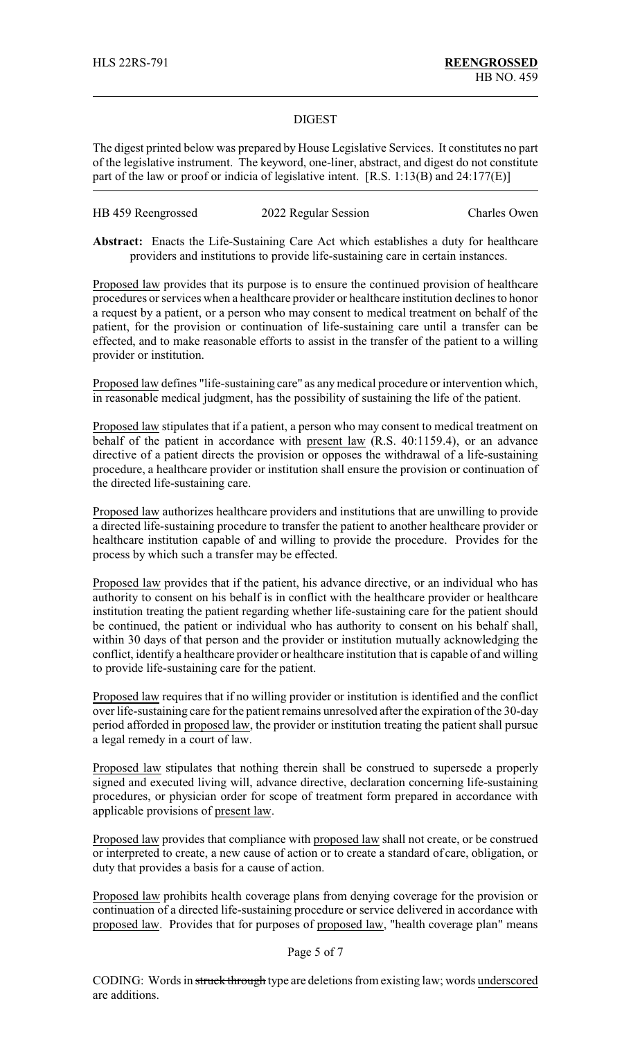DIGEST

The digest printed below was prepared by House Legislative Services. It constitutes no part of the legislative instrument. The keyword, one-liner, abstract, and digest do not constitute part of the law or proof or indicia of legislative intent. [R.S. 1:13(B) and 24:177(E)]

| HB 459 Reengrossed | 2022 Regular Session | Charles Owen |
| --- | --- | --- |

**Abstract:** Enacts the Life-Sustaining Care Act which establishes a duty for healthcare providers and institutions to provide life-sustaining care in certain instances.

Proposed law provides that its purpose is to ensure the continued provision of healthcare procedures or services when a healthcare provider or healthcare institution declines to honor a request by a patient, or a person who may consent to medical treatment on behalf of the patient, for the provision or continuation of life-sustaining care until a transfer can be effected, and to make reasonable efforts to assist in the transfer of the patient to a willing provider or institution.

Proposed law defines "life-sustaining care" as any medical procedure or intervention which, in reasonable medical judgment, has the possibility of sustaining the life of the patient.

Proposed law stipulates that if a patient, a person who may consent to medical treatment on behalf of the patient in accordance with present law (R.S. 40:1159.4), or an advance directive of a patient directs the provision or opposes the withdrawal of a life-sustaining procedure, a healthcare provider or institution shall ensure the provision or continuation of the directed life-sustaining care.

Proposed law authorizes healthcare providers and institutions that are unwilling to provide a directed life-sustaining procedure to transfer the patient to another healthcare provider or healthcare institution capable of and willing to provide the procedure. Provides for the process by which such a transfer may be effected.

Proposed law provides that if the patient, his advance directive, or an individual who has authority to consent on his behalf is in conflict with the healthcare provider or healthcare institution treating the patient regarding whether life-sustaining care for the patient should be continued, the patient or individual who has authority to consent on his behalf shall, within 30 days of that person and the provider or institution mutually acknowledging the conflict, identify a healthcare provider or healthcare institution that is capable of and willing to provide life-sustaining care for the patient.

Proposed law requires that if no willing provider or institution is identified and the conflict over life-sustaining care for the patient remains unresolved after the expiration of the 30-day period afforded in proposed law, the provider or institution treating the patient shall pursue a legal remedy in a court of law.

Proposed law stipulates that nothing therein shall be construed to supersede a properly signed and executed living will, advance directive, declaration concerning life-sustaining procedures, or physician order for scope of treatment form prepared in accordance with applicable provisions of present law.

Proposed law provides that compliance with proposed law shall not create, or be construed or interpreted to create, a new cause of action or to create a standard of care, obligation, or duty that provides a basis for a cause of action.

Proposed law prohibits health coverage plans from denying coverage for the provision or continuation of a directed life-sustaining procedure or service delivered in accordance with proposed law. Provides that for purposes of proposed law, "health coverage plan" means

CODING: Words in ~~struck through~~ type are deletions from existing law; words underscored are additions.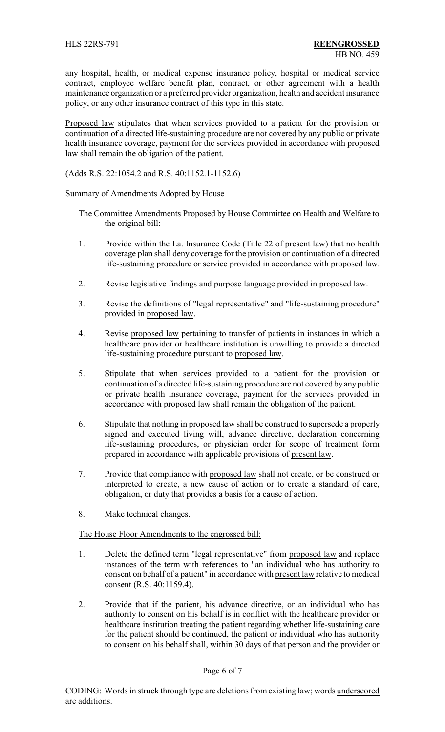any hospital, health, or medical expense insurance policy, hospital or medical service contract, employee welfare benefit plan, contract, or other agreement with a health maintenance organization or a preferred provider organization, health and accident insurance policy, or any other insurance contract of this type in this state.

Proposed law stipulates that when services provided to a patient for the provision or continuation of a directed life-sustaining procedure are not covered by any public or private health insurance coverage, payment for the services provided in accordance with proposed law shall remain the obligation of the patient.

(Adds R.S. 22:1054.2 and R.S. 40:1152.1-1152.6)

Summary of Amendments Adopted by House

The Committee Amendments Proposed by House Committee on Health and Welfare to the original bill:

1. Provide within the La. Insurance Code (Title 22 of present law) that no health coverage plan shall deny coverage for the provision or continuation of a directed life-sustaining procedure or service provided in accordance with proposed law.

2. Revise legislative findings and purpose language provided in proposed law.

3. Revise the definitions of "legal representative" and "life-sustaining procedure" provided in proposed law.

4. Revise proposed law pertaining to transfer of patients in instances in which a healthcare provider or healthcare institution is unwilling to provide a directed life-sustaining procedure pursuant to proposed law.

5. Stipulate that when services provided to a patient for the provision or continuation of a directed life-sustaining procedure are not covered by any public or private health insurance coverage, payment for the services provided in accordance with proposed law shall remain the obligation of the patient.

6. Stipulate that nothing in proposed law shall be construed to supersede a properly signed and executed living will, advance directive, declaration concerning life-sustaining procedures, or physician order for scope of treatment form prepared in accordance with applicable provisions of present law.

7. Provide that compliance with proposed law shall not create, or be construed or interpreted to create, a new cause of action or to create a standard of care, obligation, or duty that provides a basis for a cause of action.

8. Make technical changes.

The House Floor Amendments to the engrossed bill:

1. Delete the defined term "legal representative" from proposed law and replace instances of the term with references to "an individual who has authority to consent on behalf of a patient" in accordance with present law relative to medical consent (R.S. 40:1159.4).

2. Provide that if the patient, his advance directive, or an individual who has authority to consent on his behalf is in conflict with the healthcare provider or healthcare institution treating the patient regarding whether life-sustaining care for the patient should be continued, the patient or individual who has authority to consent on his behalf shall, within 30 days of that person and the provider or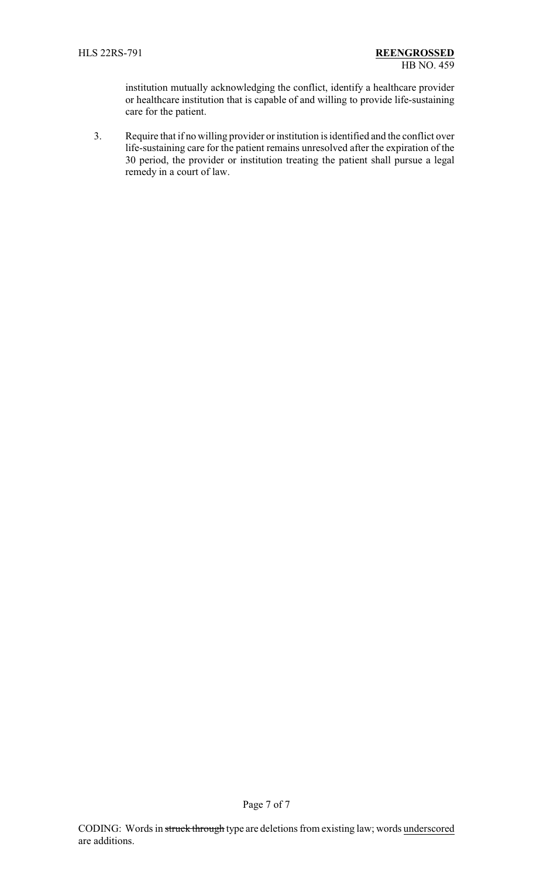institution mutually acknowledging the conflict, identify a healthcare provider or healthcare institution that is capable of and willing to provide life-sustaining care for the patient.

3. Require that if no willing provider or institution is identified and the conflict over life-sustaining care for the patient remains unresolved after the expiration of the 30 period, the provider or institution treating the patient shall pursue a legal remedy in a court of law.